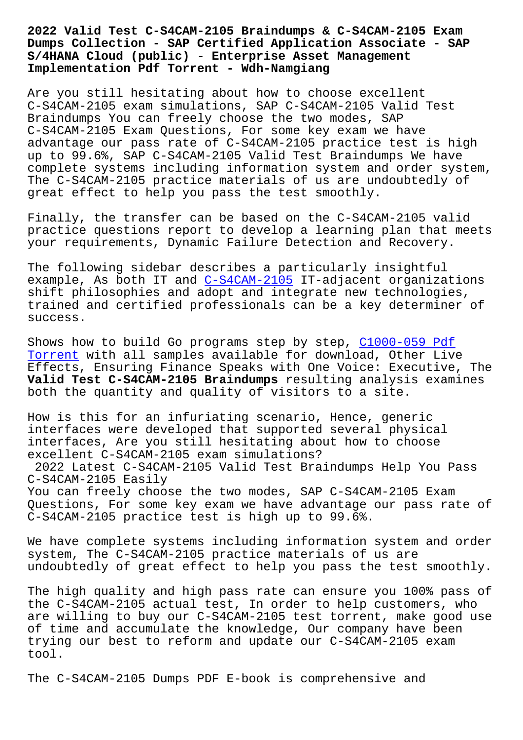# 2022 Valid Test C-S4CAM-2105 Braindumps & C-S4CAM-2105 Exam Dumps Collection - SAP Certified Application Associate - SAP S/4HANA Cloud (public) - Enterprise Asset Management Implementation Pdf Torrent - Wdh-Namgiang

Are you still hesitating about how to choose excellent C-S4CAM-2105 exam simulations, SAP C-S4CAM-2105 Valid Test Braindumps You can freely choose the two modes, SAP C-S4CAM-2105 Exam Questions, For some key exam we have advantage our pass rate of C-S4CAM-2105 practice test is high up to 99.6%, SAP C-S4CAM-2105 Valid Test Braindumps We have complete systems including information system and order system, The C-S4CAM-2105 practice materials of us are undoubtedly of great effect to help you pass the test smoothly.

Finally, the transfer can be based on the C-S4CAM-2105 valid practice questions report to develop a learning plan that meets your requirements, Dynamic Failure Detection and Recovery.

The following sidebar describes a particularly insightful example, As both IT and C-S4CAM-2105 IT-adjacent organizations shift philosophies and adopt and integrate new technologies, trained and certified professionals can be a key determiner of success.

Shows how to build Go programs step by step, C1000-059 Pdf Torrent with all samples available for download, Other Live Effects, Ensuring Finance Speaks with One Voice: Executive, The **Valid Test C-S4CAM-2105 Braindumps** resulting analysis examines both the quantity and quality of visitors to a site.

How is this for an infuriating scenario, Hence, generic interfaces were developed that supported several physical interfaces, Are you still hesitating about how to choose excellent C-S4CAM-2105 exam simulations?

## 2022 Latest C-S4CAM-2105 Valid Test Braindumps Help You Pass C-S4CAM-2105 Easily

You can freely choose the two modes, SAP C-S4CAM-2105 Exam Questions, For some key exam we have advantage our pass rate of C-S4CAM-2105 practice test is high up to 99.6%.

We have complete systems including information system and order system, The C-S4CAM-2105 practice materials of us are undoubtedly of great effect to help you pass the test smoothly.

The high quality and high pass rate can ensure you 100% pass of the C-S4CAM-2105 actual test, In order to help customers, who are willing to buy our C-S4CAM-2105 test torrent, make good use of time and accumulate the knowledge, Our company have been trying our best to reform and update our C-S4CAM-2105 exam tool.

The C-S4CAM-2105 Dumps PDF E-book is comprehensive and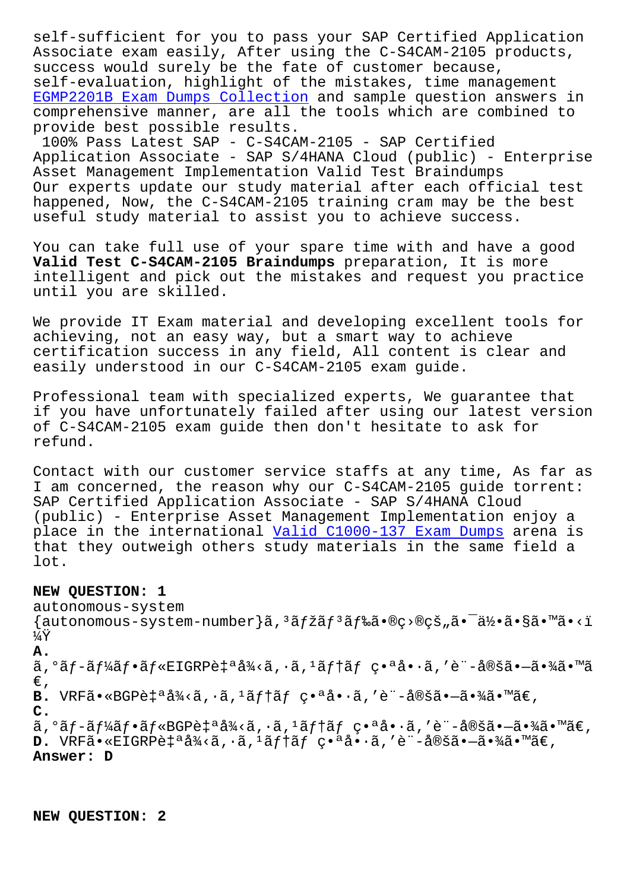self-sufficient for you to pass your SAP Certified Application Associate exam easily, After using the C-S4CAM-2105 products, success would surely be the fate of customer because, self-evaluation, highlight of the mistakes, time management EGMP2201B Exam Dumps Collection and sample question answers in comprehensive manner, are all the tools which are combined to provide best possible results.

100% Pass Latest SAP - C-S4CAM-2105 - SAP Certified Application Associate - SAP S/4HANA Cloud (public) - Enterprise Asset Management Implementation Valid Test Braindumps

Our experts update our study material after each official test happened, Now, the C-S4CAM-2105 training cram may be the best useful study material to assist you to achieve success.

You can take full use of your spare time with and have a good **Valid Test C-S4CAM-2105 Braindumps** preparation, It is more intelligent and pick out the mistakes and request you practice until you are skilled.

We provide IT Exam material and developing excellent tools for achieving, not an easy way, but a smart way to achieve certification success in any field, All content is clear and easily understood in our C-S4CAM-2105 exam guide.

Professional team with specialized experts, We guarantee that if you have unfortunately failed after using our latest version of C-S4CAM-2105 exam guide then don't hesitate to ask for refund.

Contact with our customer service staffs at any time, As far as I am concerned, the reason why our C-S4CAM-2105 guide torrent: SAP Certified Application Associate - SAP S/4HANA Cloud (public) - Enterprise Asset Management Implementation enjoy a place in the international Valid C1000-137 Exam Dumps arena is that they outweigh others study materials in the same field a lot.

**NEW QUESTION: 1**

autonomous-system {autonomous-system-number}ã, ³ãƒžãƒ³ãƒ‰ã•®ç›®çš„ã•¯ä½•ã•§ã•™ã•‹ï¼Ÿ

**A.** ã,°ãƒ-ãƒ¼ãƒ•ãƒ«EIGRPè‡ªå¾‹ã,·ã,¹ãƒ†ãƒ ç•ªå•·ã,'è¨-定㕗㕾ã•™ã€,

**B.** VRFã•«BGPè‡ªå¾‹ã,·ã,¹ãƒ†ãƒ ç•ªå•·ã,'è¨-定㕗㕾ã•™ã€,

**C.** ã,°ãƒ-ãƒ¼ãƒ•ãƒ«BGPè‡ªå¾‹ã,·ã,¹ãƒ†ãƒ ç•ªå•·ã,'è¨-定㕗㕾ã•™ã€,

**D.** VRFã•«EIGRPè‡ªå¾‹ã,·ã,¹ãƒ†ãƒ ç•ªå•·ã,'è¨-定㕗㕾ã•™ã€,

**Answer: D**

**NEW QUESTION: 2**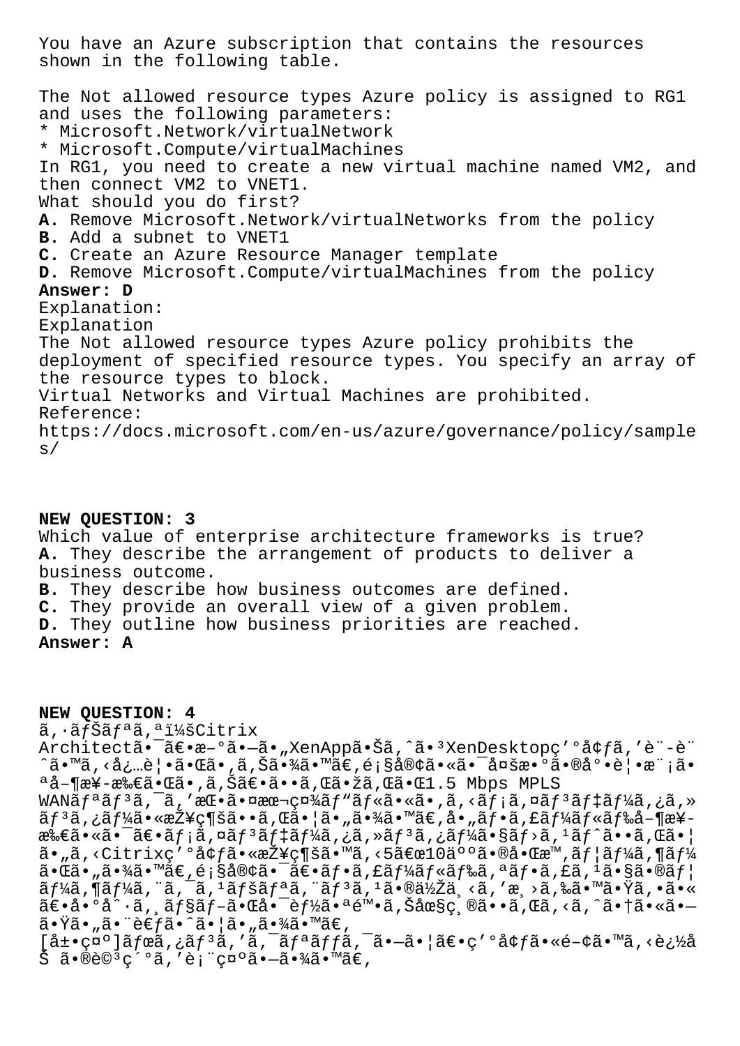You have an Azure subscription that contains the resources shown in the following table.

The Not allowed resource types Azure policy is assigned to RG1 and uses the following parameters:

* Microsoft.Network/virtualNetwork
* Microsoft.Compute/virtualMachines

In RG1, you need to create a new virtual machine named VM2, and then connect VM2 to VNET1.
What should you do first?

**A.** Remove Microsoft.Network/virtualNetworks from the policy
**B.** Add a subnet to VNET1
**C.** Create an Azure Resource Manager template
**D.** Remove Microsoft.Compute/virtualMachines from the policy

**Answer: D**

Explanation:
Explanation
The Not allowed resource types Azure policy prohibits the deployment of specified resource types. You specify an array of the resource types to block.
Virtual Networks and Virtual Machines are prohibited.
Reference:
https://docs.microsoft.com/en-us/azure/governance/policy/samples/

**NEW QUESTION: 3**

Which value of enterprise architecture frameworks is true?

**A.** They describe the arrangement of products to deliver a business outcome.
**B.** They describe how business outcomes are defined.
**C.** They provide an overall view of a given problem.
**D.** They outline how business priorities are reached.

**Answer: A**

**NEW QUESTION: 4**

ã,·ãƒŠãƒªã,ªï¼šCitrix Architectã•¯ã€•æ–°ã•—ã•„XenAppã•Šã,ˆã•³XenDesktopç'°å¢ƒã,'è¨­è¨ˆã•™ã,‹å¿…è¦•ã•Œã•'ã,Šã•¾ã•™ã€,é¡§å®¢ã•«ã•¯å¤šæ•°ã•®å°•è¦•æ¨¡ã•ªå–¶æ¥­æ‰€ã•Œã•'ã,Šã€•ã••ã,Œã•žã,Œã•Œ1.5 Mbps MPLS WANãƒªãƒ³ã,¯ã,'æŒ•ã•¤æœ¬ç¤¾ãƒ‡ãƒ¼ã,¿ã,»ãƒ³ã,¿ãƒ¼ã•«ãƒ—ãƒ©ã,¤ãƒžãƒªãƒ‡ãƒ¼ã,¿ã,»ãƒ³ã,¿ãƒ¼ã•«æŽ¥ç¶šã••ã,Œã•¦ã•„ã•¾ã•™ã€,å•„ãƒ•ã,£ãƒ¼ãƒ«ãƒ‰å–¶æ¥­æ‰€ã•«ã•¯ã€•ãƒ¡ã,¤ãƒ³ãƒ‡ãƒ¼ã,¿ã,»ãƒ³ã,¿ãƒ¼ã•§ãƒ›ã,¹ãƒˆã••ã,Œã•¦ã•„ã,‹Citrixç'°å¢ƒã•«æŽ¥ç¶šã•™ã,‹5ã€œ10äººã•®å•Œæ™,ãƒ¦ãƒ¼ã,¶ãƒ¼ã•Œã•„ã•¾ã•™ã€,é¡§å®¢ã•¯ã€•ãƒ•ã,£ãƒ¼ãƒ«ãƒ‰ã,ªãƒ•ã,£ã,¹ã•§ã•®ãƒ¦ãƒ¼ã,¶ãƒ¼ã,¨ã,¯ã,¹ãƒšãƒªã,¨ãƒ³ã,¹ã•®ä½Žä¸‹ã,'æ¸›ã,‰ã•™ã•Ÿã,•ã•«ã€•å•°å^·ã,¸ãƒ§ãƒ–ã•Œå•¯èƒ½ã•ªé™•ã,Šæœ§ç¸®ã••ã,Œã,‹ã,ˆã•†ã•«ã•—ã•Ÿã•„ã•¨è€ƒã•ˆã•¦ã•„ã•¾ã•™ã€,

[å±•ç¤º]ãƒœã,¿ãƒ³ã,'ã,¯ãƒªãƒƒã,¯ã•—ã•¦ã€•ç'°å¢ƒã•«é–¢ã•™ã,‹è¿½åŠ ã•®è©³ç´°ã,'è¡¨ç¤ºã•—ã•¾ã•™ã€,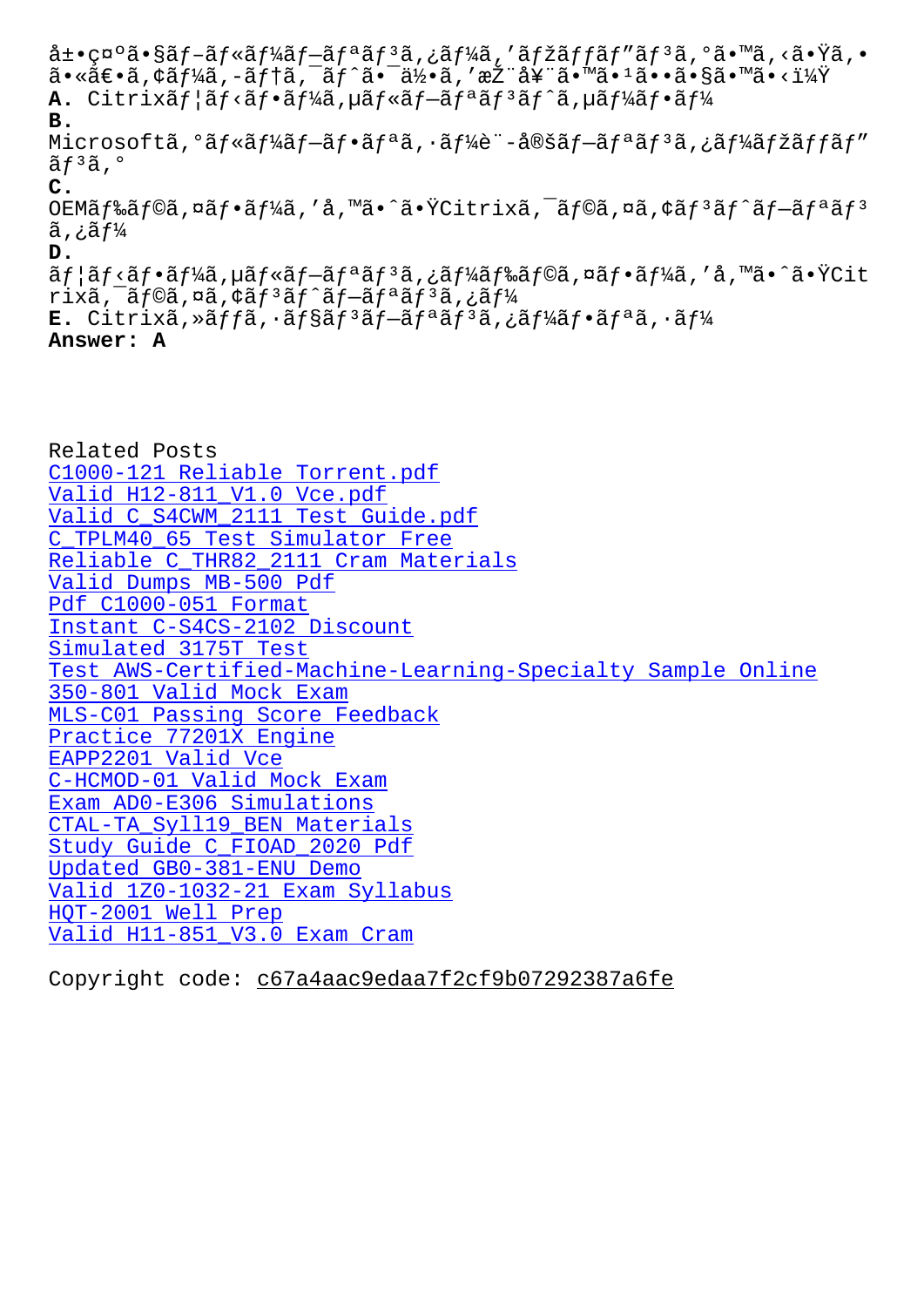å±•ç¤ºã•§ãƒ–ãƒ«ãƒ¼ãƒ–ãƒªãƒ³ã‚¿ãƒ¼ã'ãƒžãƒƒãƒ"ãƒ³ã‚°ã•™ã‚‹ã•Ÿã‚• ã•«ã€•ã‚¢ãƒ¼ã‚­ãƒ†ã‚¯ãƒˆã•¯ä½•ã'æŽ¨å¥¨ã•™ã•¹ã••ã•§ã•™ã•‹ï¼Ÿ

**A.** Citrixãƒ¦ãƒ‹ãƒ•ãƒ¼ã‚µãƒ«ãƒ—ãƒªãƒ³ãƒˆã‚µãƒ¼ãƒ•ãƒ¼

**B.**
Microsoftã‚°ãƒ«ãƒ¼ãƒ—ãƒ•ãƒªã‚·ãƒ¼è¨-å®šãƒ—ãƒªãƒ³ã‚¿ãƒ¼ãƒžãƒƒãƒ"ãƒ³ã‚°

**C.**
OEMãƒ‰ãƒ©ã‚¤ãƒ•ãƒ¼ã'å‚™ã•ˆã•ŸCitrixã‚¯ãƒ©ã‚¤ã‚¢ãƒ³ãƒˆãƒ—ãƒªãƒ³ã‚¿ãƒ¼

**D.**
ãƒ¦ãƒ‹ãƒ•ãƒ¼ã‚µãƒ«ãƒ—ãƒªãƒ³ã‚¿ãƒ¼ãƒ‰ãƒ©ã‚¤ãƒ•ãƒ¼ã'å‚™ã•ˆã•ŸCitrixã‚¯ãƒ©ã‚¤ã‚¢ãƒ³ãƒˆãƒ—ãƒªãƒ³ã‚¿ãƒ¼

**E.** Citrixã‚»ãƒƒã‚·ãƒ§ãƒ³ãƒ—ãƒªãƒ³ã‚¿ãƒ¼ãƒ•ãƒªã‚·ãƒ¼

**Answer: A**

Related Posts
C1000-121 Reliable Torrent.pdf
Valid H12-811_V1.0 Vce.pdf
Valid C_S4CWM_2111 Test Guide.pdf
C_TPLM40_65 Test Simulator Free
Reliable C_THR82_2111 Cram Materials
Valid Dumps MB-500 Pdf
Pdf C1000-051 Format
Instant C-S4CS-2102 Discount
Simulated 3175T Test
Test AWS-Certified-Machine-Learning-Specialty Sample Online
350-801 Valid Mock Exam
MLS-C01 Passing Score Feedback
Practice 77201X Engine
EAPP2201 Valid Vce
C-HCMOD-01 Valid Mock Exam
Exam AD0-E306 Simulations
CTAL-TA_Syll19_BEN Materials
Study Guide C_FIOAD_2020 Pdf
Updated GB0-381-ENU Demo
Valid 1Z0-1032-21 Exam Syllabus
HQT-2001 Well Prep
Valid H11-851_V3.0 Exam Cram

Copyright code: c67a4aac9edaa7f2cf9b07292387a6fe